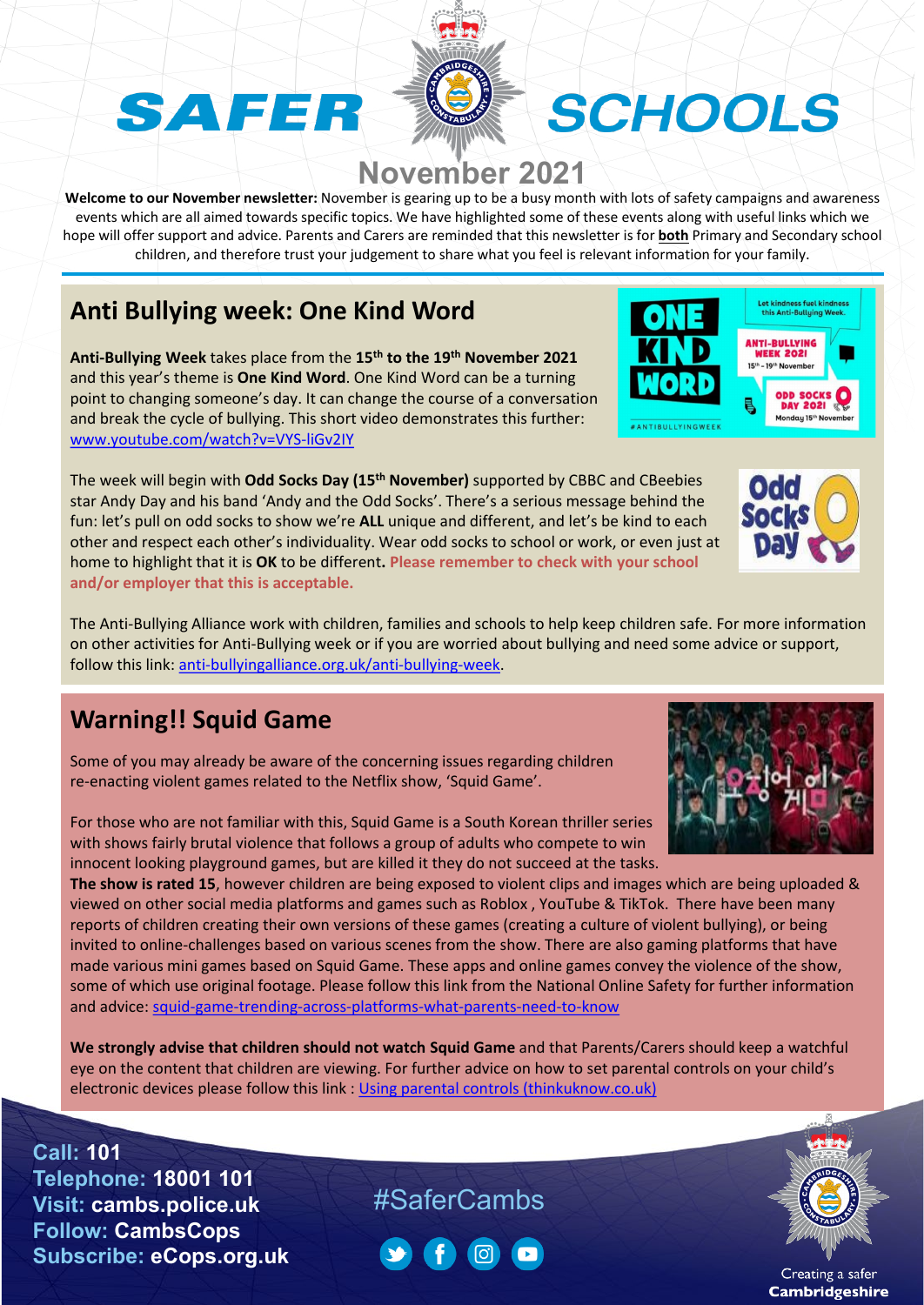# SAFER SCHOOLS

## November 2021

**Welcome to our November newsletter:** November is gearing up to be a busy month with lots of safety campaigns and awareness events which are all aimed towards specific topics. We have highlighted some of these events along with useful links which we hope will offer support and advice. Parents and Carers are reminded that this newsletter is for **both** Primary and Secondary school children, and therefore trust your judgement to share what you feel is relevant information for your family.

## Anti Bullying week: One Kind Word

**Anti-Bullying Week** takes place from the **15th to the 19th November 2021** and this year's theme is **One Kind Word**. One Kind Word can be a turning point to changing someone's day. It can change the course of a conversation and break the cycle of bullying. This short video demonstrates this further: www.youtube.com/watch?v=VYS-liGv2IY

The week will begin with **Odd Socks Day (15th November)** supported by CBBC and CBeebies star Andy Day and his band 'Andy and the Odd Socks'. There's a serious message behind the fun: let's pull on odd socks to show we're **ALL** unique and different, and let's be kind to each other and respect each other's individuality. Wear odd socks to school or work, or even just at home to highlight that it is **OK** to be different. **Please remember to check with your school and/or employer that this is acceptable.**

The Anti-Bullying Alliance work with children, families and schools to help keep children safe. For more information on other activities for Anti-Bullying week or if you are worried about bullying and need some advice or support, follow this link: anti-bullyingalliance.org.uk/anti-bullying-week.

## Warning!! Squid Game

Some of you may already be aware of the concerning issues regarding children re-enacting violent games related to the Netflix show, 'Squid Game'.

For those who are not familiar with this, Squid Game is a South Korean thriller series with shows fairly brutal violence that follows a group of adults who compete to win innocent looking playground games, but are killed it they do not succeed at the tasks. **The show is rated 15**, however children are being exposed to violent clips and images which are being uploaded & viewed on other social media platforms and games such as Roblox , YouTube & TikTok. There have been many reports of children creating their own versions of these games (creating a culture of violent bullying), or being invited to online-challenges based on various scenes from the show. There are also gaming platforms that have made various mini games based on Squid Game. These apps and online games convey the violence of the show, some of which use original footage. Please follow this link from the National Online Safety for further information and advice: squid-game-trending-across-platforms-what-parents-need-to-know

**We strongly advise that children should not watch Squid Game** and that Parents/Carers should keep a watchful eye on the content that children are viewing. For further advice on how to set parental controls on your child's electronic devices please follow this link : Using parental controls (thinkuknow.co.uk)

**Call:** 101
**Telephone:** 18001 101
**Visit:** cambs.police.uk
**Follow:** CambsCops
**Subscribe:** eCops.org.uk

#SaferCambs

Creating a safer **Cambridgeshire**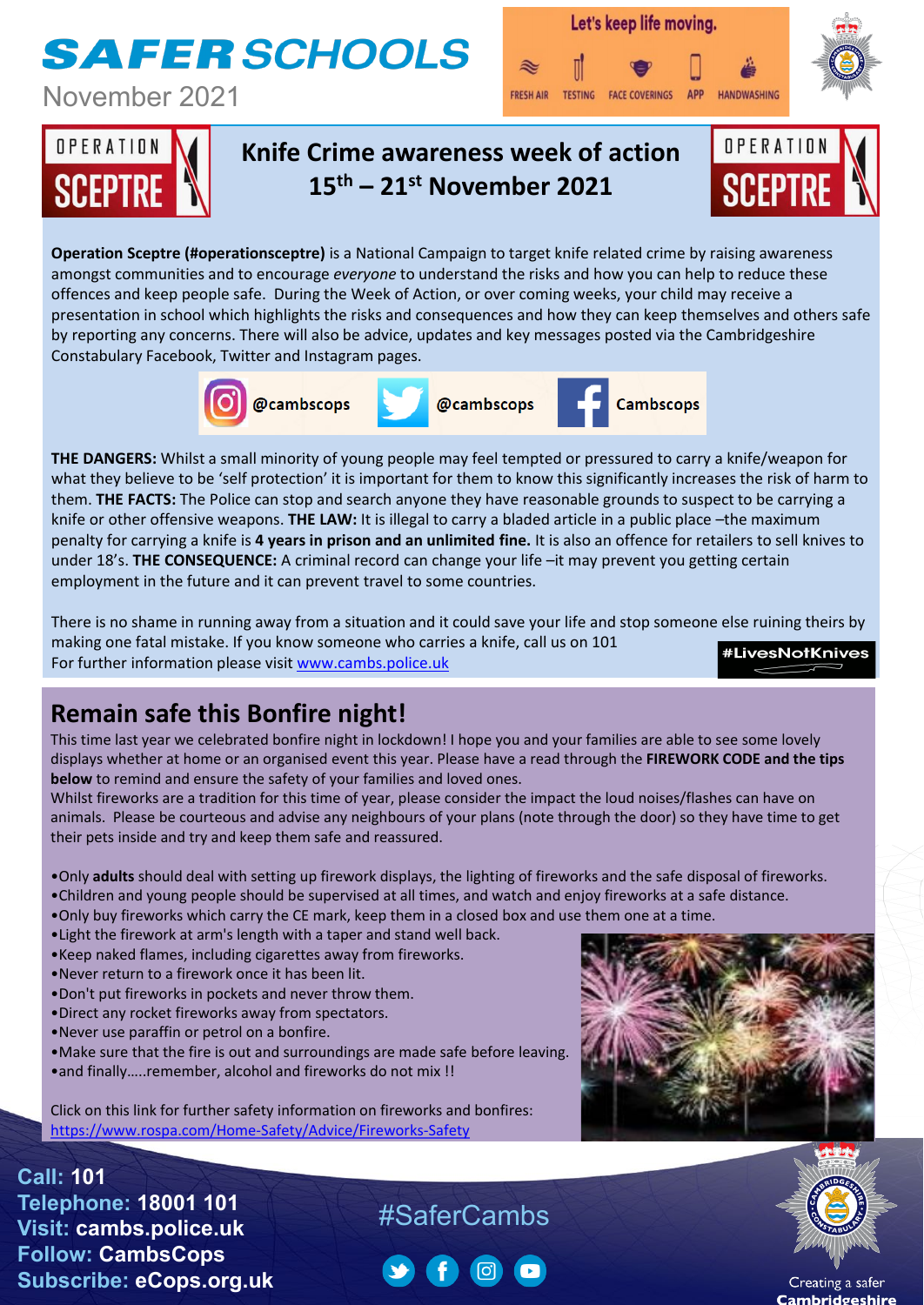# SAFER SCHOOLS

November 2021

Let's keep life moving.

FRESH AIR TESTING FACE COVERINGS APP HANDWASHING

## Knife Crime awareness week of action 15th – 21st November 2021

OPERATION SCEPTRE

**Operation Sceptre (#operationsceptre)** is a National Campaign to target knife related crime by raising awareness amongst communities and to encourage *everyone* to understand the risks and how you can help to reduce these offences and keep people safe. During the Week of Action, or over coming weeks, your child may receive a presentation in school which highlights the risks and consequences and how they can keep themselves and others safe by reporting any concerns. There will also be advice, updates and key messages posted via the Cambridgeshire Constabulary Facebook, Twitter and Instagram pages.

@cambscops @cambscops Cambscops

**THE DANGERS:** Whilst a small minority of young people may feel tempted or pressured to carry a knife/weapon for what they believe to be 'self protection' it is important for them to know this significantly increases the risk of harm to them. **THE FACTS:** The Police can stop and search anyone they have reasonable grounds to suspect to be carrying a knife or other offensive weapons. **THE LAW:** It is illegal to carry a bladed article in a public place –the maximum penalty for carrying a knife is **4 years in prison and an unlimited fine.** It is also an offence for retailers to sell knives to under 18's. **THE CONSEQUENCE:** A criminal record can change your life –it may prevent you getting certain employment in the future and it can prevent travel to some countries.

There is no shame in running away from a situation and it could save your life and stop someone else ruining theirs by making one fatal mistake. If you know someone who carries a knife, call us on 101
For further information please visit www.cambs.police.uk

#LivesNotKnives

## Remain safe this Bonfire night!

This time last year we celebrated bonfire night in lockdown! I hope you and your families are able to see some lovely displays either at home or an organised event this year. Please have a read through the **FIREWORK CODE and the tips below** to remind and ensure the safety of your families and loved ones.
Whilst fireworks are a tradition for this time of year, please consider the impact the loud noises/flashes can have on animals. Please be courteous and advise any neighbours of your plans (note through the door) so they have time to get their pets inside and try and keep them safe and reassured.

- Only **adults** should deal with setting up firework displays, the lighting of fireworks and the safe disposal of fireworks.
- Children and young people should be supervised at all times, and watch and enjoy fireworks at a safe distance.
- Only buy fireworks which carry the CE mark, keep them in a closed box and use them one at a time.
- Light the firework at arm's length with a taper and stand well back.
- Keep naked flames, including cigarettes away from fireworks.
- Never return to a firework once it has been lit.
- Don't put fireworks in pockets and never throw them.
- Direct any rocket fireworks away from spectators.
- Never use paraffin or petrol on a bonfire.
- Make sure that the fire is out and surroundings are made safe before leaving.
- and finally…..remember, alcohol and fireworks do not mix !!

Click on this link for further safety information on fireworks and bonfires:
https://www.rospa.com/Home-Safety/Advice/Fireworks-Safety

**Call:** 101
**Telephone:** 18001 101
**Visit:** cambs.police.uk
**Follow:** CambsCops
**Subscribe:** eCops.org.uk

#SaferCambs

Creating a safer Cambridgeshire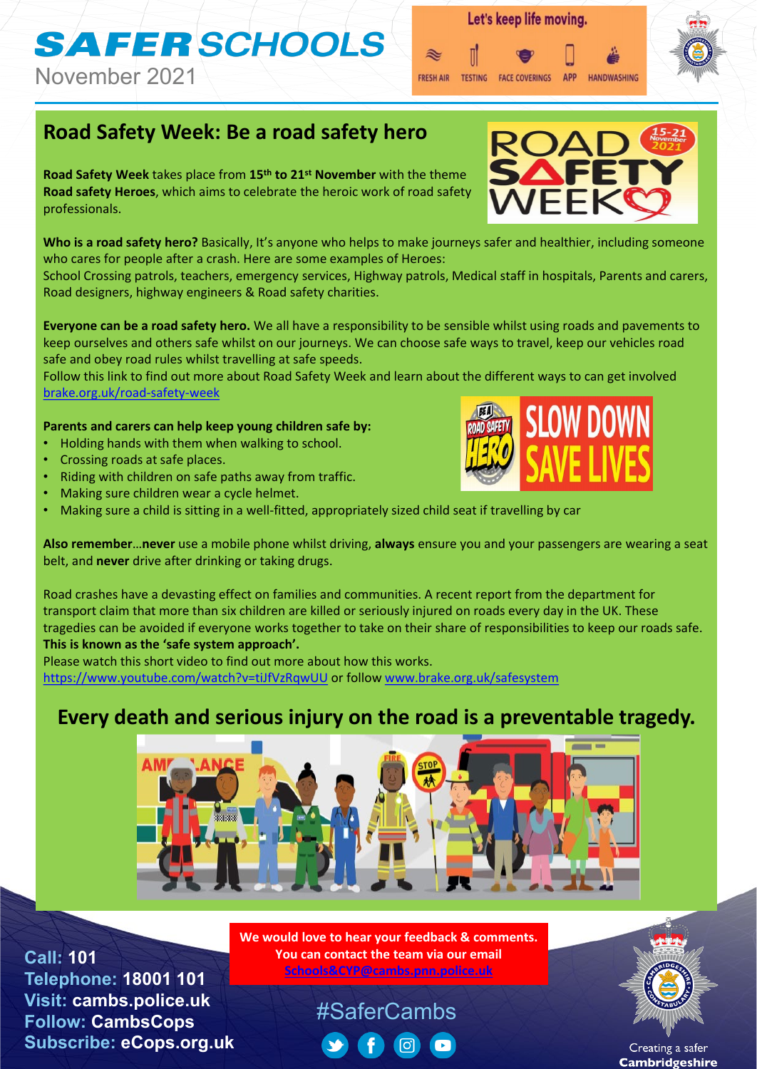# SAFER SCHOOLS

November 2021

## Road Safety Week: Be a road safety hero

**Road Safety Week** takes place from **15th to 21st November** with the theme **Road safety Heroes**, which aims to celebrate the heroic work of road safety professionals.

**Who is a road safety hero?** Basically, It's anyone who helps to make journeys safer and healthier, including someone who cares for people after a crash. Here are some examples of Heroes:
School Crossing patrols, teachers, emergency services, Highway patrols, Medical staff in hospitals, Parents and carers, Road designers, highway engineers & Road safety charities.

**Everyone can be a road safety hero.** We all have a responsibility to be sensible whilst using roads and pavements to keep ourselves and others safe whilst on our journeys. We can choose safe ways to travel, keep our vehicles road safe and obey road rules whilst travelling at safe speeds.
Follow this link to find out more about Road Safety Week and learn about the different ways to can get involved brake.org.uk/road-safety-week

**Parents and carers can help keep young children safe by:**

- Holding hands with them when walking to school.
- Crossing roads at safe places.
- Riding with children on safe paths away from traffic.
- Making sure children wear a cycle helmet.
- Making sure a child is sitting in a well-fitted, appropriately sized child seat if travelling by car

**Also remember**…**never** use a mobile phone whilst driving, **always** ensure you and your passengers are wearing a seat belt, and **never** drive after drinking or taking drugs.

Road crashes have a devasting effect on families and communities. A recent report from the department for transport claim that more than six children are killed or seriously injured on roads every day in the UK. These tragedies can be avoided if everyone works together to take on their share of responsibilities to keep our roads safe. **This is known as the 'safe system approach'.**
Please watch this short video to find out more about how this works.
https://www.youtube.com/watch?v=tiJfVzRqwUU or follow www.brake.org.uk/safesystem

### Every death and serious injury on the road is a preventable tragedy.

**We would love to hear your feedback & comments. You can contact the team via our email Schools&CYP@cambs.pnn.police.uk**

**Call:** 101
**Telephone:** 18001 101
**Visit:** cambs.police.uk
**Follow:** CambsCops
**Subscribe:** eCops.org.uk

#SaferCambs

Creating a safer **Cambridgeshire**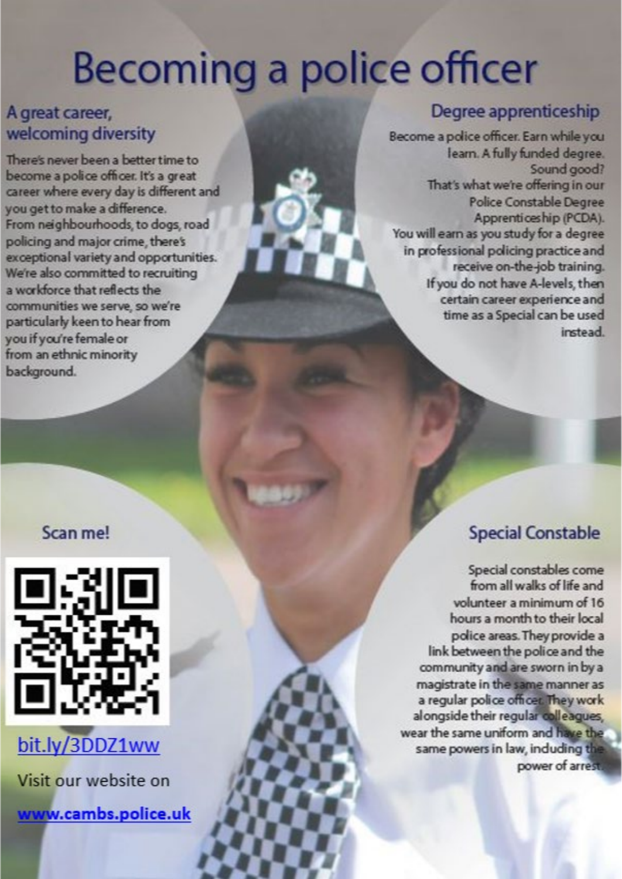# Becoming a police officer

## A great career, welcoming diversity

There's never been a better time to become a police officer. It's a great career where every day is different and you get to make a difference.
From neighbourhoods, to dogs, road policing and major crime, there's exceptional variety and opportunities.
We're also committed to recruiting a workforce that reflects the communities we serve, so we're particularly keen to hear from you if you're female or from an ethnic minority background.

## Degree apprenticeship

Become a police officer. Earn while you learn. A fully funded degree. Sound good?
That's what we're offering in our Police Constable Degree Apprenticeship (PCDA).
You will earn as you study for a degree in professional policing practice and receive on-the-job training.
If you do not have A-levels, then certain career experience and time as a Special can be used instead.

## Scan me!

bit.ly/3DDZ1ww

Visit our website on

www.cambs.police.uk

## Special Constable

Special constables come from all walks of life and volunteer a minimum of 16 hours a month to their local police areas. They provide a link between the police and the community and are sworn in by a magistrate in the same manner as a regular police officer. They work alongside their regular colleagues, wear the same uniform and have the same powers in law, including the power of arrest.